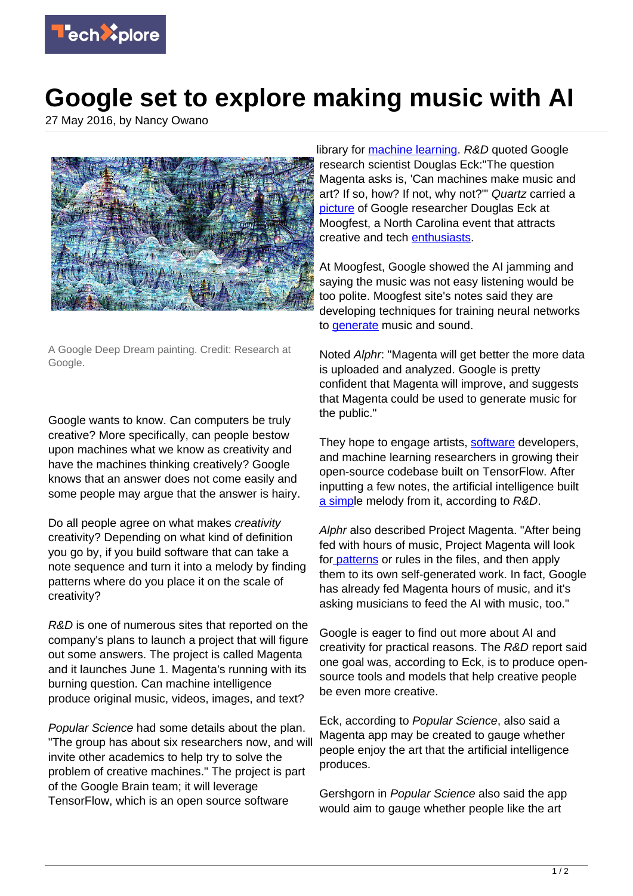# Google set to explore making music with AI

27 May 2016, by Nancy Owano

A Google Deep Dream painting. Credit: Research at Google.

Google wants to know. Can computers be truly creative? More specifically, can people bestow upon machines what we know as creativity and have the machines thinking creatively? Google knows that an answer does not come easily and some people may argue that the answer is hairy.

Do all people agree on what makes *creativity* creativity? Depending on what kind of definition you go by, if you build software that can take a note sequence and turn it into a melody by finding patterns where do you place it on the scale of creativity?

*R&D* is one of numerous sites that reported on the company's plans to launch a project that will figure out some answers. The project is called Magenta and it launches June 1. Magenta's running with its burning question. Can machine intelligence produce original music, videos, images, and text?

*Popular Science* had some details about the plan. "The group has about six researchers now, and will invite other academics to help try to solve the problem of creative machines." The project is part of the Google Brain team; it will leverage TensorFlow, which is an open source software library for machine learning. *R&D* quoted Google research scientist Douglas Eck:"The question Magenta asks is, 'Can machines make music and art? If so, how? If not, why not?'" *Quartz* carried a picture of Google researcher Douglas Eck at Moogfest, a North Carolina event that attracts creative and tech enthusiasts.

At Moogfest, Google showed the AI jamming and saying the music was not easy listening would be too polite. Moogfest site's notes said they are developing techniques for training neural networks to generate music and sound.

Noted *Alphr*: "Magenta will get better the more data is uploaded and analyzed. Google is pretty confident that Magenta will improve, and suggests that Magenta could be used to generate music for the public."

They hope to engage artists, software developers, and machine learning researchers in growing their open-source codebase built on TensorFlow. After inputting a few notes, the artificial intelligence built a simple melody from it, according to *R&D*.

*Alphr* also described Project Magenta. "After being fed with hours of music, Project Magenta will look for patterns or rules in the files, and then apply them to its own self-generated work. In fact, Google has already fed Magenta hours of music, and it's asking musicians to feed the AI with music, too."

Google is eager to find out more about AI and creativity for practical reasons. The *R&D* report said one goal was, according to Eck, is to produce open-source tools and models that help creative people be even more creative.

Eck, according to *Popular Science*, also said a Magenta app may be created to gauge whether people enjoy the art that the artificial intelligence produces.

Gershgorn in *Popular Science* also said the app would aim to gauge whether people like the art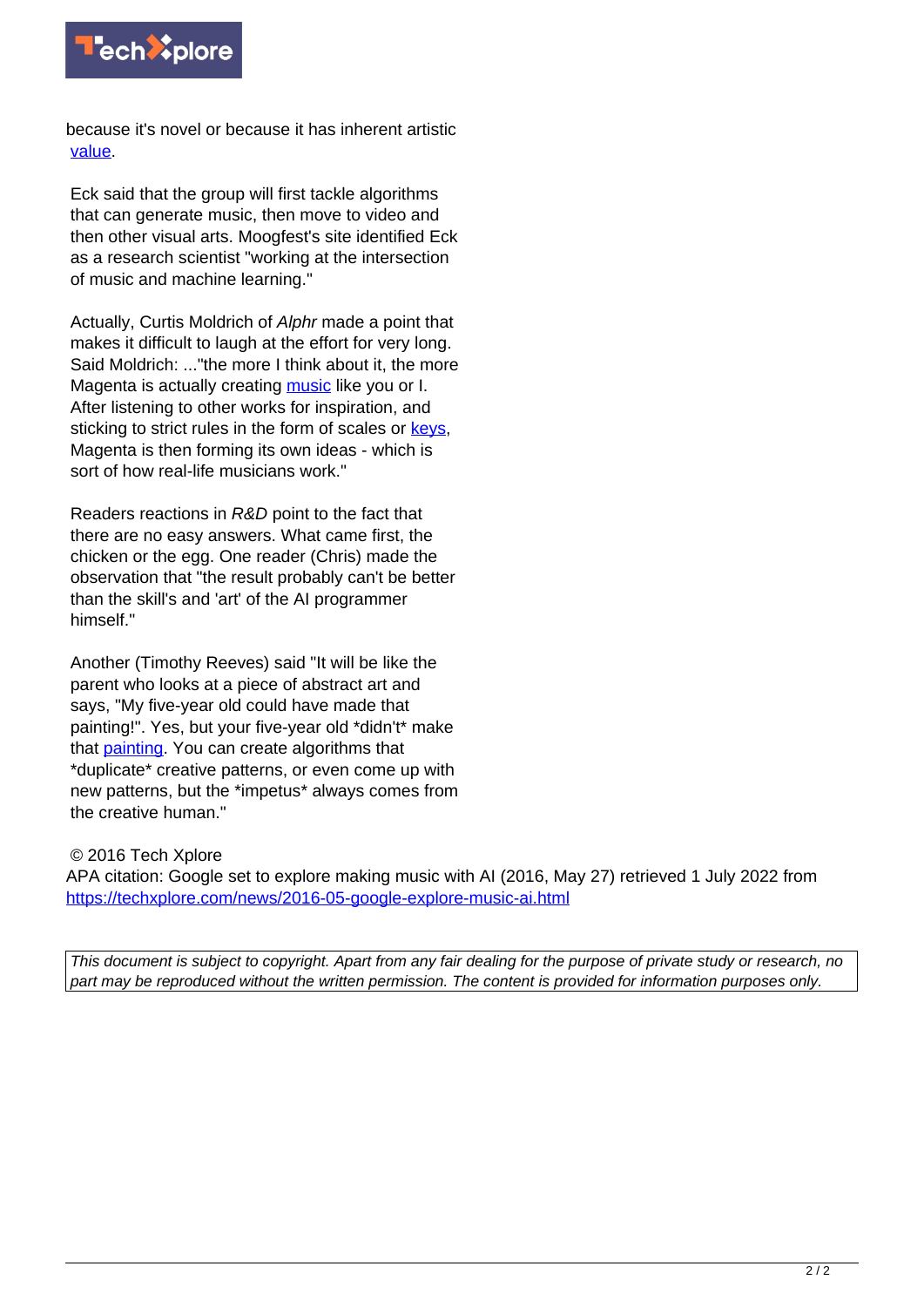because it's novel or because it has inherent artistic value.

Eck said that the group will first tackle algorithms that can generate music, then move to video and then other visual arts. Moogfest's site identified Eck as a research scientist "working at the intersection of music and machine learning."

Actually, Curtis Moldrich of *Alphr* made a point that makes it difficult to laugh at the effort for very long. Said Moldrich: ..."the more I think about it, the more Magenta is actually creating music like you or I. After listening to other works for inspiration, and sticking to strict rules in the form of scales or keys, Magenta is then forming its own ideas - which is sort of how real-life musicians work."

Readers reactions in *R&D* point to the fact that there are no easy answers. What came first, the chicken or the egg. One reader (Chris) made the observation that "the result probably can't be better than the skill's and 'art' of the AI programmer himself."

Another (Timothy Reeves) said "It will be like the parent who looks at a piece of abstract art and says, "My five-year old could have made that painting!". Yes, but your five-year old *didn't* make that painting. You can create algorithms that *duplicate* creative patterns, or even come up with new patterns, but the *impetus* always comes from the creative human."

© 2016 Tech Xplore

APA citation: Google set to explore making music with AI (2016, May 27) retrieved 1 July 2022 from https://techxplore.com/news/2016-05-google-explore-music-ai.html

*This document is subject to copyright. Apart from any fair dealing for the purpose of private study or research, no part may be reproduced without the written permission. The content is provided for information purposes only.*